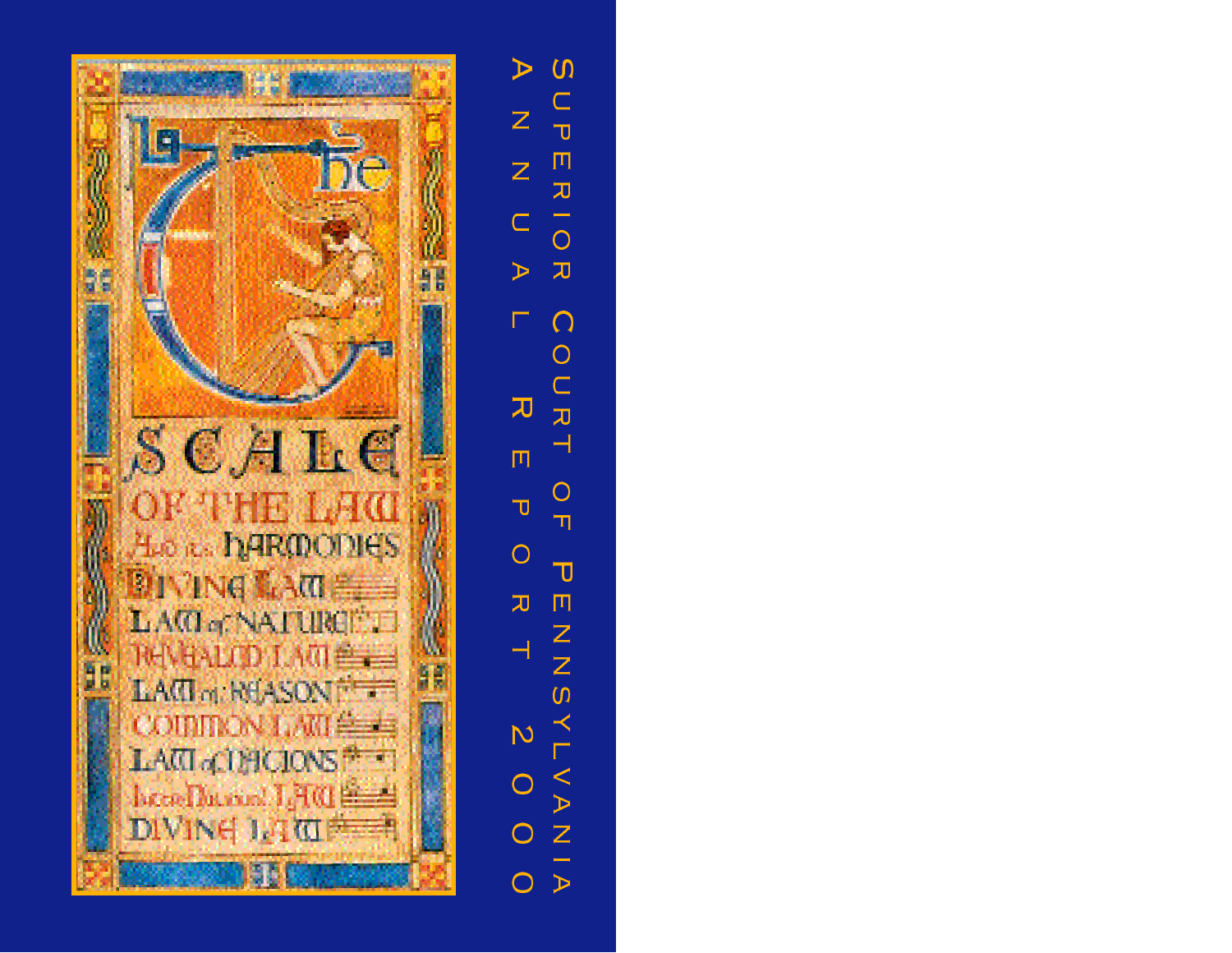# Superior Court of Pennsylvania

## Annual Report 2000

The

SCALE

OF THE LAW

AND ITS HARMONIES

DIVINE LAW

LAW OF NATURE

REVEALED LAW

LAW OF REASON

COMMON LAW

LAW OF NATIONS

INTERNATIONAL LAW

DIVINE LAW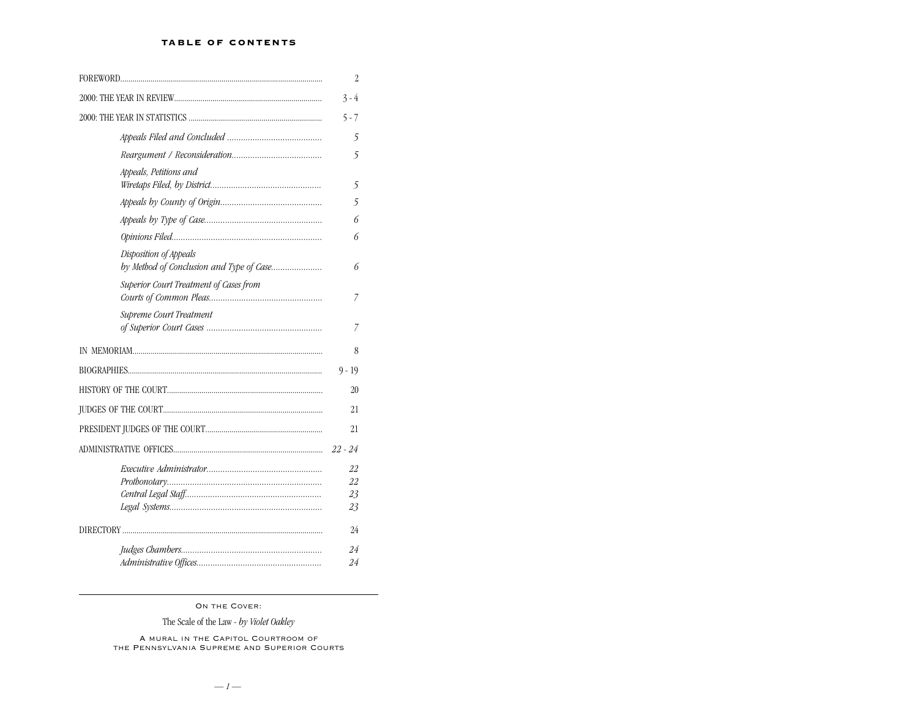## TABLE OF CONTENTS

| | |
|---|---|
| FOREWORD | 2 |
| 2000: THE YEAR IN REVIEW | 3 - 4 |
| 2000: THE YEAR IN STATISTICS | 5 - 7 |
| *Appeals Filed and Concluded* | *5* |
| *Reargument / Reconsideration* | *5* |
| *Appeals, Petitions and Wiretaps Filed, by District* | *5* |
| *Appeals by County of Origin* | *5* |
| *Appeals by Type of Case* | *6* |
| *Opinions Filed* | *6* |
| *Disposition of Appeals by Method of Conclusion and Type of Case* | *6* |
| *Superior Court Treatment of Cases from Courts of Common Pleas* | *7* |
| *Supreme Court Treatment of Superior Court Cases* | *7* |
| IN MEMORIAM | 8 |
| BIOGRAPHIES | 9 - 19 |
| HISTORY OF THE COURT | 20 |
| JUDGES OF THE COURT | 21 |
| PRESIDENT JUDGES OF THE COURT | 21 |
| ADMINISTRATIVE OFFICES | *22 - 24* |
| *Executive Administrator* | *22* |
| *Prothonotary* | *22* |
| *Central Legal Staff* | *23* |
| *Legal Systems* | *23* |
| DIRECTORY | 24 |
| *Judges Chambers* | *24* |
| *Administrative Offices* | *24* |

---

ON THE COVER:

The Scale of the Law - *by Violet Oakley*

A MURAL IN THE CAPITOL COURTROOM OF THE PENNSYLVANIA SUPREME AND SUPERIOR COURTS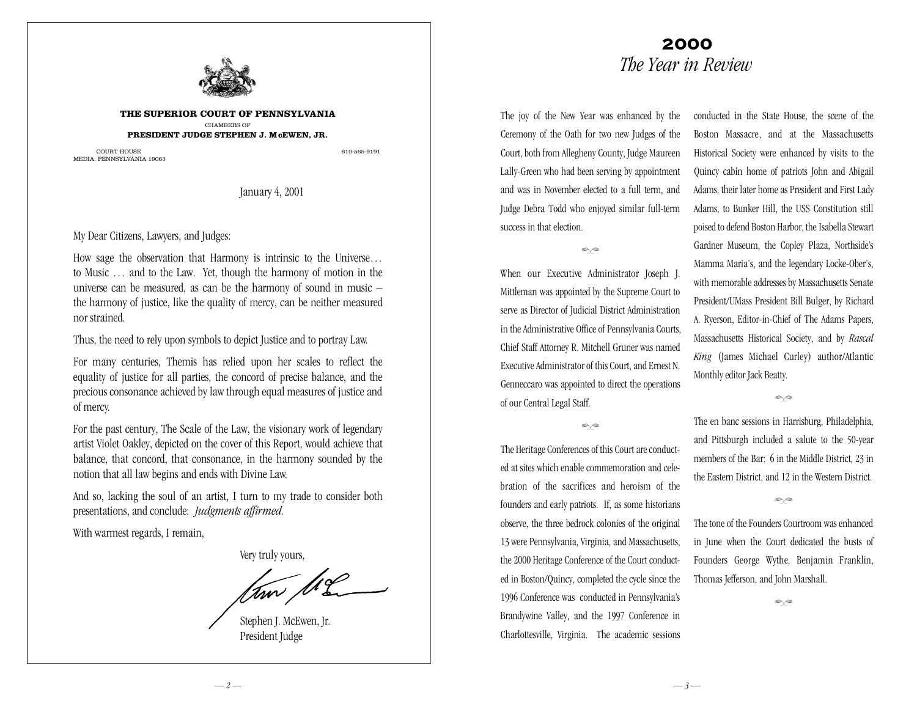**THE SUPERIOR COURT OF PENNSYLVANIA**

CHAMBERS OF

**PRESIDENT JUDGE STEPHEN J. McEWEN, JR.**

COURT HOUSE
MEDIA, PENNSYLVANIA 19063

610-565-9191

January 4, 2001

My Dear Citizens, Lawyers, and Judges:

How sage the observation that Harmony is intrinsic to the Universe… to Music … and to the Law. Yet, though the harmony of motion in the universe can be measured, as can be the harmony of sound in music – the harmony of justice, like the quality of mercy, can be neither measured nor strained.

Thus, the need to rely upon symbols to depict Justice and to portray Law.

For many centuries, Themis has relied upon her scales to reflect the equality of justice for all parties, the concord of precise balance, and the precious consonance achieved by law through equal measures of justice and of mercy.

For the past century, The Scale of the Law, the visionary work of legendary artist Violet Oakley, depicted on the cover of this Report, would achieve that balance, that concord, that consonance, in the harmony sounded by the notion that all law begins and ends with Divine Law.

And so, lacking the soul of an artist, I turn to my trade to consider both presentations, and conclude: *Judgments affirmed.*

With warmest regards, I remain,

Very truly yours,

Stephen J. McEwen, Jr.
President Judge

# 2000
## *The Year in Review*

The joy of the New Year was enhanced by the Ceremony of the Oath for two new Judges of the Court, both from Allegheny County, Judge Maureen Lally-Green who had been serving by appointment and was in November elected to a full term, and Judge Debra Todd who enjoyed similar full-term success in that election.

When our Executive Administrator Joseph J. Mittleman was appointed by the Supreme Court to serve as Director of Judicial District Administration in the Administrative Office of Pennsylvania Courts, Chief Staff Attorney R. Mitchell Gruner was named Executive Administrator of this Court, and Ernest N. Genneccaro was appointed to direct the operations of our Central Legal Staff.

The Heritage Conferences of this Court are conducted at sites which enable commemoration and celebration of the sacrifices and heroism of the founders and early patriots. If, as some historians observe, the three bedrock colonies of the original 13 were Pennsylvania, Virginia, and Massachusetts, the 2000 Heritage Conference of the Court conducted in Boston/Quincy, completed the cycle since the 1996 Conference was conducted in Pennsylvania's Brandywine Valley, and the 1997 Conference in Charlottesville, Virginia. The academic sessions conducted in the State House, the scene of the Boston Massacre, and at the Massachusetts Historical Society were enhanced by visits to the Quincy cabin home of patriots John and Abigail Adams, their later home as President and First Lady Adams, to Bunker Hill, the USS Constitution still poised to defend Boston Harbor, the Isabella Stewart Gardner Museum, the Copley Plaza, Northside's Mamma Maria's, and the legendary Locke-Ober's, with memorable addresses by Massachusetts Senate President/UMass President Bill Bulger, by Richard A. Ryerson, Editor-in-Chief of The Adams Papers, Massachusetts Historical Society, and by *Rascal King* (James Michael Curley) author/Atlantic Monthly editor Jack Beatty.

The en banc sessions in Harrisburg, Philadelphia, and Pittsburgh included a salute to the 50-year members of the Bar: 6 in the Middle District, 23 in the Eastern District, and 12 in the Western District.

The tone of the Founders Courtroom was enhanced in June when the Court dedicated the busts of Founders George Wythe, Benjamin Franklin, Thomas Jefferson, and John Marshall.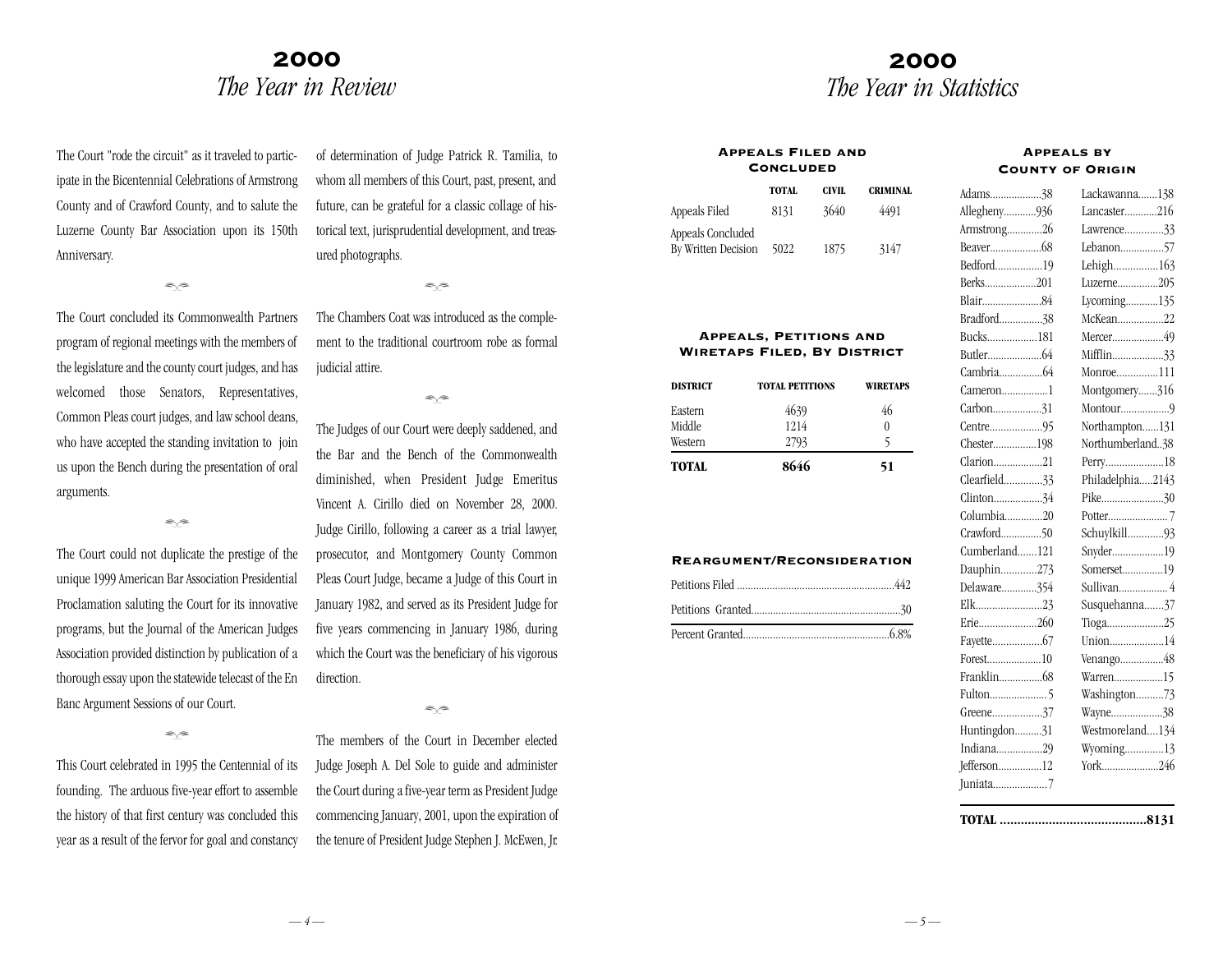# 2000
## *The Year in Review*

The Court "rode the circuit" as it traveled to participate in the Bicentennial Celebrations of Armstrong County and of Crawford County, and to salute the Luzerne County Bar Association upon its 150th Anniversary.

The Court concluded its Commonwealth Partners program of regional meetings with the members of the legislature and the county court judges, and has welcomed those Senators, Representatives, Common Pleas court judges, and law school deans, who have accepted the standing invitation to join us upon the Bench during the presentation of oral arguments.

The Court could not duplicate the prestige of the unique 1999 American Bar Association Presidential Proclamation saluting the Court for its innovative programs, but the Journal of the American Judges Association provided distinction by publication of a thorough essay upon the statewide telecast of the En Banc Argument Sessions of our Court.

This Court celebrated in 1995 the Centennial of its founding. The arduous five-year effort to assemble the history of that first century was concluded this year as a result of the fervor for goal and constancy of determination of Judge Patrick R. Tamilia, to whom all members of this Court, past, present, and future, can be grateful for a classic collage of historical text, jurisprudential development, and treasured photographs.

The Chambers Coat was introduced as the complement to the traditional courtroom robe as formal judicial attire.

The Judges of our Court were deeply saddened, and the Bar and the Bench of the Commonwealth diminished, when President Judge Emeritus Vincent A. Cirillo died on November 28, 2000. Judge Cirillo, following a career as a trial lawyer, prosecutor, and Montgomery County Common Pleas Court Judge, became a Judge of this Court in January 1982, and served as its President Judge for five years commencing in January 1986, during which the Court was the beneficiary of his vigorous direction.

The members of the Court in December elected Judge Joseph A. Del Sole to guide and administer the Court during a five-year term as President Judge commencing January, 2001, upon the expiration of the tenure of President Judge Stephen J. McEwen, Jr.

# 2000
## *The Year in Statistics*

### Appeals Filed and Concluded

| | TOTAL | CIVIL | CRIMINAL |
|---|---|---|---|
| Appeals Filed | 8131 | 3640 | 4491 |
| Appeals Concluded By Written Decision | 5022 | 1875 | 3147 |

### Appeals, Petitions and Wiretaps Filed, By District

| DISTRICT | TOTAL PETITIONS | WIRETAPS |
|---|---|---|
| Eastern | 4639 | 46 |
| Middle | 1214 | 0 |
| Western | 2793 | 5 |
| **TOTAL** | **8646** | **51** |

### Reargument/Reconsideration

| | |
|---|---|
| Petitions Filed | 442 |
| Petitions Granted | 30 |
| Percent Granted | 6.8% |

### Appeals by County of Origin

| County | Appeals | County | Appeals |
|---|---|---|---|
| Adams | 38 | Lackawanna | 138 |
| Allegheny | 936 | Lancaster | 216 |
| Armstrong | 26 | Lawrence | 33 |
| Beaver | 68 | Lebanon | 57 |
| Bedford | 19 | Lehigh | 163 |
| Berks | 201 | Luzerne | 205 |
| Blair | 84 | Lycoming | 135 |
| Bradford | 38 | McKean | 22 |
| Bucks | 181 | Mercer | 49 |
| Butler | 64 | Mifflin | 33 |
| Cambria | 64 | Monroe | 111 |
| Cameron | 1 | Montgomery | 316 |
| Carbon | 31 | Montour | 9 |
| Centre | 95 | Northampton | 131 |
| Chester | 198 | Northumberland | 38 |
| Clarion | 21 | Perry | 18 |
| Clearfield | 33 | Philadelphia | 2143 |
| Clinton | 34 | Pike | 30 |
| Columbia | 20 | Potter | 7 |
| Crawford | 50 | Schuylkill | 93 |
| Cumberland | 121 | Snyder | 19 |
| Dauphin | 273 | Somerset | 19 |
| Delaware | 354 | Sullivan | 4 |
| Elk | 23 | Susquehanna | 37 |
| Erie | 260 | Tioga | 25 |
| Fayette | 67 | Union | 14 |
| Forest | 10 | Venango | 48 |
| Franklin | 68 | Warren | 15 |
| Fulton | 5 | Washington | 73 |
| Greene | 37 | Wayne | 38 |
| Huntingdon | 31 | Westmoreland | 134 |
| Indiana | 29 | Wyoming | 13 |
| Jefferson | 12 | York | 246 |
| Juniata | 7 | | |

**TOTAL ..........................................8131**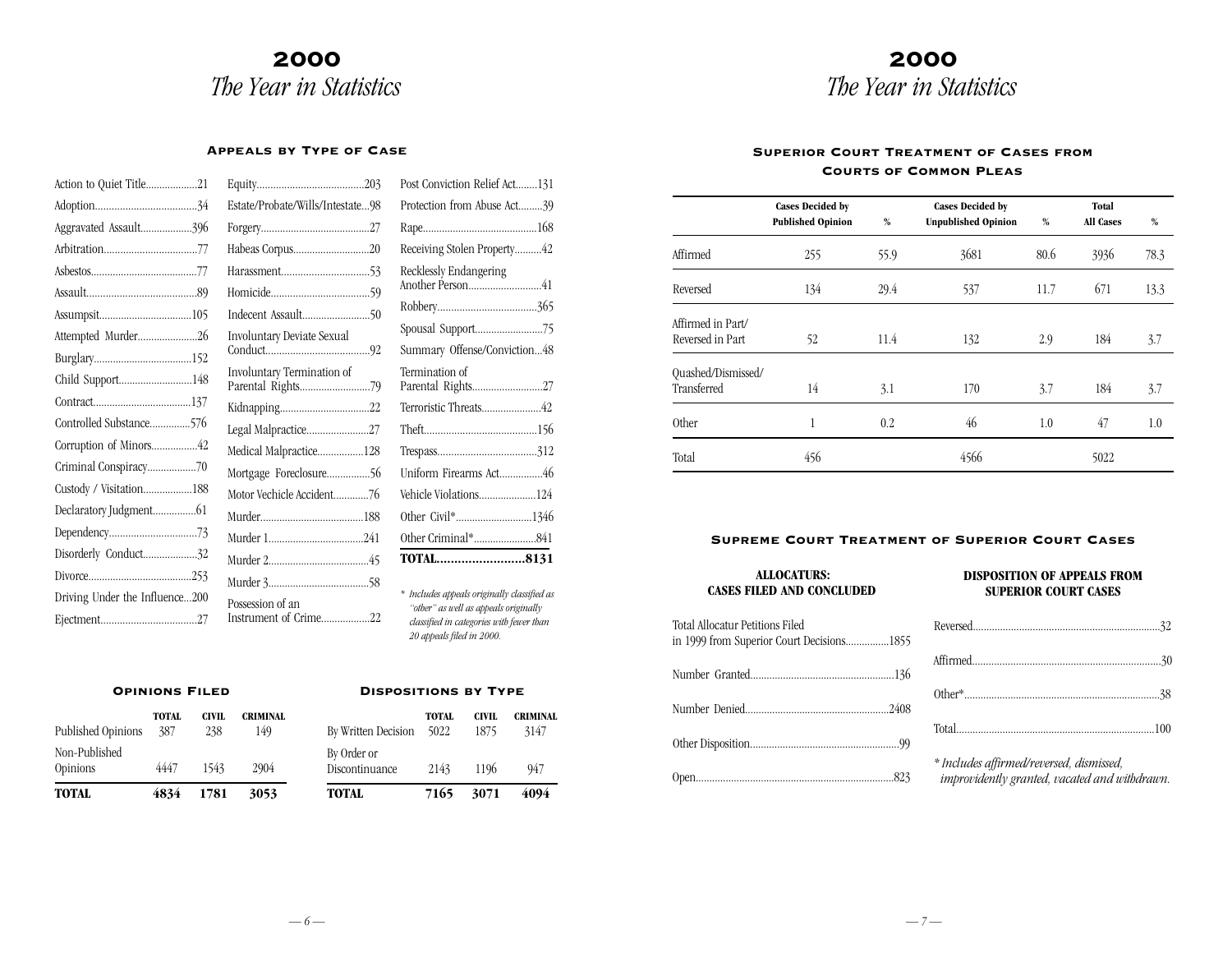# 2000
## *The Year in Statistics*

### Appeals by Type of Case

| Type of Case | Number |
|---|---|
| Action to Quiet Title | 21 |
| Adoption | 34 |
| Aggravated Assault | 396 |
| Arbitration | 77 |
| Asbestos | 77 |
| Assault | 89 |
| Assumpsit | 105 |
| Attempted Murder | 26 |
| Burglary | 152 |
| Child Support | 148 |
| Contract | 137 |
| Controlled Substance | 576 |
| Corruption of Minors | 42 |
| Criminal Conspiracy | 70 |
| Custody / Visitation | 188 |
| Declaratory Judgment | 61 |
| Dependency | 73 |
| Disorderly Conduct | 32 |
| Divorce | 253 |
| Driving Under the Influence | 200 |
| Ejectment | 27 |
| Equity | 203 |
| Estate/Probate/Wills/Intestate | 98 |
| Forgery | 27 |
| Habeas Corpus | 20 |
| Harassment | 53 |
| Homicide | 59 |
| Indecent Assault | 50 |
| Involuntary Deviate Sexual Conduct | 92 |
| Involuntary Termination of Parental Rights | 79 |
| Kidnapping | 22 |
| Legal Malpractice | 27 |
| Medical Malpractice | 128 |
| Mortgage Foreclosure | 56 |
| Motor Vechicle Accident | 76 |
| Murder | 188 |
| Murder 1 | 241 |
| Murder 2 | 45 |
| Murder 3 | 58 |
| Possession of an Instrument of Crime | 22 |
| Post Conviction Relief Act | 131 |
| Protection from Abuse Act | 39 |
| Rape | 168 |
| Receiving Stolen Property | 42 |
| Recklessly Endangering Another Person | 41 |
| Robbery | 365 |
| Spousal Support | 75 |
| Summary Offense/Conviction | 48 |
| Termination of Parental Rights | 27 |
| Terroristic Threats | 42 |
| Theft | 156 |
| Trespass | 312 |
| Uniform Firearms Act | 46 |
| Vehicle Violations | 124 |
| Other Civil* | 1346 |
| Other Criminal* | 841 |
| **TOTAL** | **8131** |

*\* Includes appeals originally classified as "other" as well as appeals originally classified in categories with fewer than 20 appeals filed in 2000.*

### Opinions Filed

| | TOTAL | CIVIL | CRIMINAL |
|---|---|---|---|
| Published Opinions | 387 | 238 | 149 |
| Non-Published Opinions | 4447 | 1543 | 2904 |
| **TOTAL** | **4834** | **1781** | **3053** |

### Dispositions by Type

| | TOTAL | CIVIL | CRIMINAL |
|---|---|---|---|
| By Written Decision | 5022 | 1875 | 3147 |
| By Order or Discontinuance | 2143 | 1196 | 947 |
| **TOTAL** | **7165** | **3071** | **4094** |

# 2000
## *The Year in Statistics*

### Superior Court Treatment of Cases from Courts of Common Pleas

| | Cases Decided by Published Opinion | % | Cases Decided by Unpublished Opinion | % | Total All Cases | % |
|---|---|---|---|---|---|---|
| Affirmed | 255 | 55.9 | 3681 | 80.6 | 3936 | 78.3 |
| Reversed | 134 | 29.4 | 537 | 11.7 | 671 | 13.3 |
| Affirmed in Part/ Reversed in Part | 52 | 11.4 | 132 | 2.9 | 184 | 3.7 |
| Quashed/Dismissed/ Transferred | 14 | 3.1 | 170 | 3.7 | 184 | 3.7 |
| Other | 1 | 0.2 | 46 | 1.0 | 47 | 1.0 |
| Total | 456 | | 4566 | | 5022 | |

### Supreme Court Treatment of Superior Court Cases

#### ALLOCATURS: CASES FILED AND CONCLUDED

| | |
|---|---|
| Total Allocatur Petitions Filed in 1999 from Superior Court Decisions | 1855 |
| Number Granted | 136 |
| Number Denied | 2408 |
| Other Disposition | 99 |
| Open | 823 |

#### DISPOSITION OF APPEALS FROM SUPERIOR COURT CASES

| | |
|---|---|
| Reversed | 32 |
| Affirmed | 30 |
| Other* | 38 |
| Total | 100 |

*\* Includes affirmed/reversed, dismissed, improvidently granted, vacated and withdrawn.*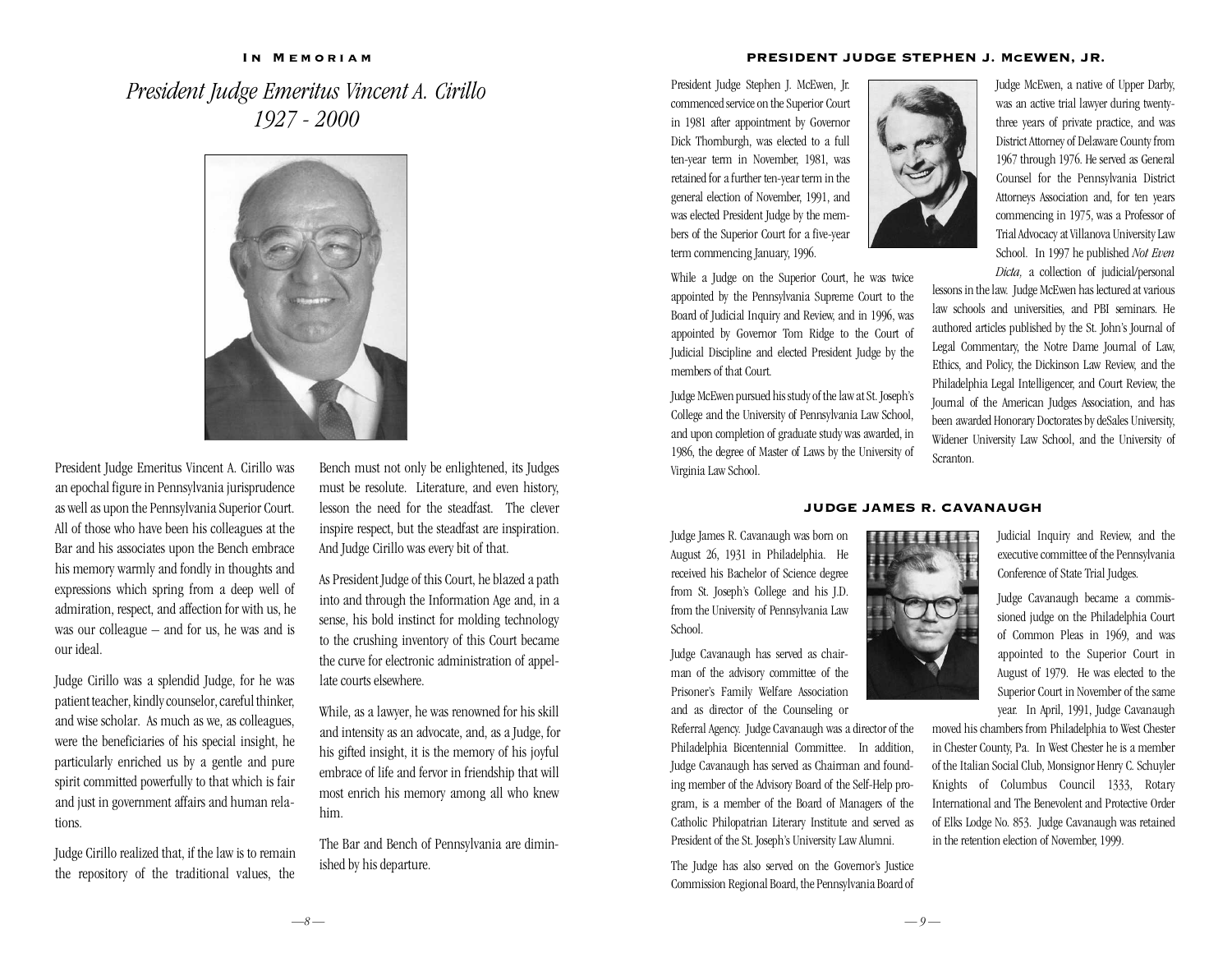## In Memoriam

# *President Judge Emeritus Vincent A. Cirillo 1927 - 2000*

President Judge Emeritus Vincent A. Cirillo was an epochal figure in Pennsylvania jurisprudence as well as upon the Pennsylvania Superior Court. All of those who have been his colleagues at the Bar and his associates upon the Bench embrace his memory warmly and fondly in thoughts and expressions which spring from a deep well of admiration, respect, and affection for with us, he was our colleague – and for us, he was and is our ideal.

Judge Cirillo was a splendid Judge, for he was patient teacher, kindly counselor, careful thinker, and wise scholar. As much as we, as colleagues, were the beneficiaries of his special insight, he particularly enriched us by a gentle and pure spirit committed powerfully to that which is fair and just in government affairs and human relations.

Judge Cirillo realized that, if the law is to remain the repository of the traditional values, the Bench must not only be enlightened, its Judges must be resolute. Literature, and even history, lesson the need for the steadfast. The clever inspire respect, but the steadfast are inspiration. And Judge Cirillo was every bit of that.

As President Judge of this Court, he blazed a path into and through the Information Age and, in a sense, his bold instinct for molding technology to the crushing inventory of this Court became the curve for electronic administration of appellate courts elsewhere.

While, as a lawyer, he was renowned for his skill and intensity as an advocate, and, as a Judge, for his gifted insight, it is the memory of his joyful embrace of life and fervor in friendship that will most enrich his memory among all who knew him.

The Bar and Bench of Pennsylvania are diminished by his departure.

## PRESIDENT JUDGE STEPHEN J. McEWEN, JR.

President Judge Stephen J. McEwen, Jr. commenced service on the Superior Court in 1981 after appointment by Governor Dick Thornburgh, was elected to a full ten-year term in November, 1981, was retained for a further ten-year term in the general election of November, 1991, and was elected President Judge by the members of the Superior Court for a five-year term commencing January, 1996.

While a Judge on the Superior Court, he was twice appointed by the Pennsylvania Supreme Court to the Board of Judicial Inquiry and Review, and in 1996, was appointed by Governor Tom Ridge to the Court of Judicial Discipline and elected President Judge by the members of that Court.

Judge McEwen pursued his study of the law at St. Joseph's College and the University of Pennsylvania Law School, and upon completion of graduate study was awarded, in 1986, the degree of Master of Laws by the University of Virginia Law School.

Judge McEwen, a native of Upper Darby, was an active trial lawyer during twenty-three years of private practice, and was District Attorney of Delaware County from 1967 through 1976. He served as General Counsel for the Pennsylvania District Attorneys Association and, for ten years commencing in 1975, was a Professor of Trial Advocacy at Villanova University Law School. In 1997 he published *Not Even Dicta,* a collection of judicial/personal lessons in the law. Judge McEwen has lectured at various law schools and universities, and PBI seminars. He authored articles published by the St. John's Journal of Legal Commentary, the Notre Dame Journal of Law, Ethics, and Policy, the Dickinson Law Review, and the Philadelphia Legal Intelligencer, and Court Review, the Journal of the American Judges Association, and has been awarded Honorary Doctorates by deSales University, Widener University Law School, and the University of Scranton.

## JUDGE JAMES R. CAVANAUGH

Judge James R. Cavanaugh was born on August 26, 1931 in Philadelphia. He received his Bachelor of Science degree from St. Joseph's College and his J.D. from the University of Pennsylvania Law School.

Judge Cavanaugh has served as chairman of the advisory committee of the Prisoner's Family Welfare Association and as director of the Counseling or Referral Agency. Judge Cavanaugh was a director of the Philadelphia Bicentennial Committee. In addition, Judge Cavanaugh has served as Chairman and founding member of the Advisory Board of the Self-Help program, is a member of the Board of Managers of the Catholic Philopatrian Literary Institute and served as President of the St. Joseph's University Law Alumni.

The Judge has also served on the Governor's Justice Commission Regional Board, the Pennsylvania Board of Judicial Inquiry and Review, and the executive committee of the Pennsylvania Conference of State Trial Judges.

Judge Cavanaugh became a commissioned judge on the Philadelphia Court of Common Pleas in 1969, and was appointed to the Superior Court in August of 1979. He was elected to the Superior Court in November of the same year. In April, 1991, Judge Cavanaugh moved his chambers from Philadelphia to West Chester in Chester County, Pa. In West Chester he is a member of the Italian Social Club, Monsignor Henry C. Schuyler Knights of Columbus Council 1333, Rotary International and The Benevolent and Protective Order of Elks Lodge No. 853. Judge Cavanaugh was retained in the retention election of November, 1999.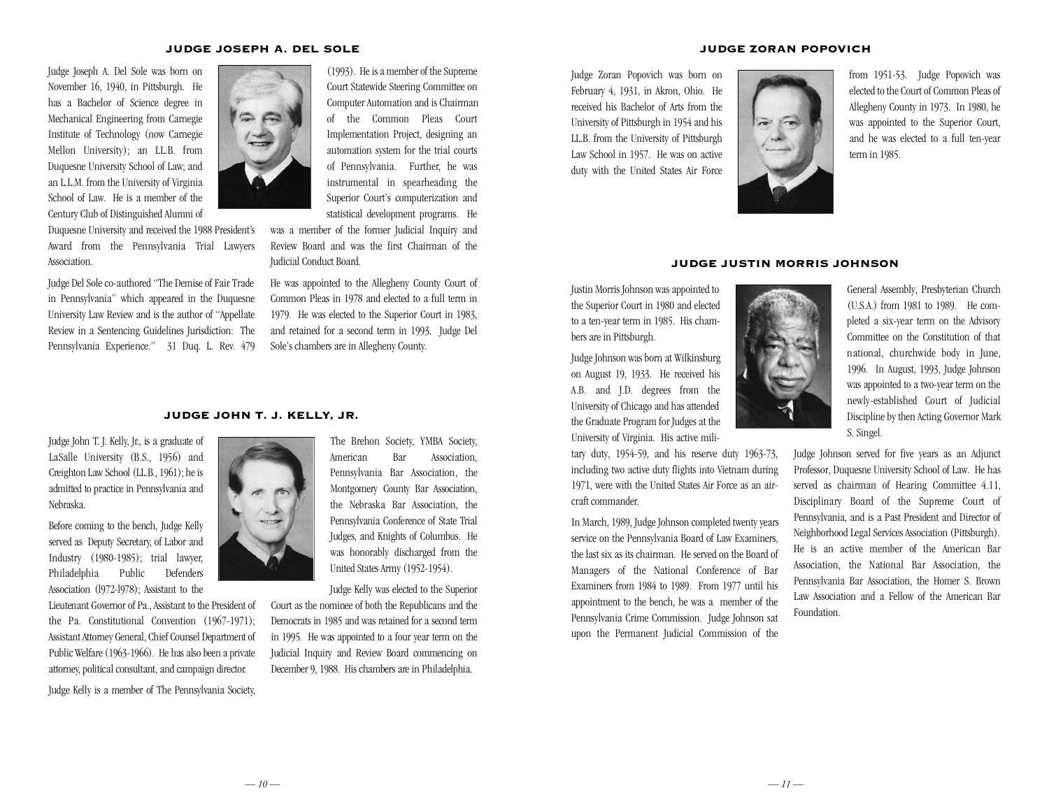## JUDGE JOSEPH A. DEL SOLE

Judge Joseph A. Del Sole was born on November 16, 1940, in Pittsburgh. He has a Bachelor of Science degree in Mechanical Engineering from Carnegie Institute of Technology (now Carnegie Mellon University); an LL.B. from Duquesne University School of Law; and an L.L.M. from the University of Virginia School of Law. He is a member of the Century Club of Distinguished Alumni of Duquesne University and received the 1988 President's Award from the Pennsylvania Trial Lawyers Association.

Judge Del Sole co-authored "The Demise of Fair Trade in Pennsylvania" which appeared in the Duquesne University Law Review and is the author of "Appellate Review in a Sentencing Guidelines Jurisdiction: The Pennsylvania Experience." 31 Duq. L. Rev. 479 (1993). He is a member of the Supreme Court Statewide Steering Committee on Computer Automation and is Chairman of the Common Pleas Court Implementation Project, designing an automation system for the trial courts of Pennsylvania. Further, he was instrumental in spearheading the Superior Court's computerization and statistical development programs. He was a member of the former Judicial Inquiry and Review Board and was the first Chairman of the Judicial Conduct Board.

He was appointed to the Allegheny County Court of Common Pleas in 1978 and elected to a full term in 1979. He was elected to the Superior Court in 1983, and retained for a second term in 1993. Judge Del Sole's chambers are in Allegheny County.

## JUDGE JOHN T. J. KELLY, JR.

Judge John T. J. Kelly, Jr., is a graduate of LaSalle University (B.S., 1956) and Creighton Law School (LL.B., 1961); he is admitted to practice in Pennsylvania and Nebraska.

Before coming to the bench, Judge Kelly served as Deputy Secretary, of Labor and Industry (1980-1985); trial lawyer, Philadelphia Public Defenders Association (l972-l978); Assistant to the Lieutenant Governor of Pa., Assistant to the President of the Pa. Constitutional Convention (1967-1971); Assistant Attorney General, Chief Counsel Department of Public Welfare (1963-1966). He has also been a private attorney, political consultant, and campaign director.

Judge Kelly is a member of The Pennsylvania Society, The Brehon Society, YMBA Society, American Bar Association, Pennsylvania Bar Association, the Montgomery County Bar Association, the Nebraska Bar Association, the Pennsylvania Conference of State Trial Judges, and Knights of Columbus. He was honorably discharged from the United States Army (1952-1954).

Judge Kelly was elected to the Superior Court as the nominee of both the Republicans and the Democrats in 1985 and was retained for a second term in 1995. He was appointed to a four year term on the Judicial Inquiry and Review Board commencing on December 9, 1988. His chambers are in Philadelphia.

## JUDGE ZORAN POPOVICH

Judge Zoran Popovich was born on February 4, 1931, in Akron, Ohio. He received his Bachelor of Arts from the University of Pittsburgh in 1954 and his LL.B. from the University of Pittsburgh Law School in 1957. He was on active duty with the United States Air Force from 1951-53. Judge Popovich was elected to the Court of Common Pleas of Allegheny County in 1973. In 1980, he was appointed to the Superior Court, and he was elected to a full ten-year term in 1985.

## JUDGE JUSTIN MORRIS JOHNSON

Justin Morris Johnson was appointed to the Superior Court in 1980 and elected to a ten-year term in 1985. His chambers are in Pittsburgh.

Judge Johnson was born at Wilkinsburg on August 19, 1933. He received his A.B. and J.D. degrees from the University of Chicago and has attended the Graduate Program for Judges at the University of Virginia. His active military duty, 1954-59, and his reserve duty 1963-73, including two active duty flights into Vietnam during 1971, were with the United States Air Force as an aircraft commander.

In March, 1989, Judge Johnson completed twenty years service on the Pennsylvania Board of Law Examiners, the last six as its chairman. He served on the Board of Managers of the National Conference of Bar Examiners from 1984 to 1989. From 1977 until his appointment to the bench, he was a member of the Pennsylvania Crime Commission. Judge Johnson sat upon the Permanent Judicial Commission of the General Assembly, Presbyterian Church (U.S.A.) from 1981 to 1989. He completed a six-year term on the Advisory Committee on the Constitution of that national, churchwide body in June, 1996. In August, 1993, Judge Johnson was appointed to a two-year term on the newly-established Court of Judicial Discipline by then Acting Governor Mark S. Singel.

Judge Johnson served for five years as an Adjunct Professor, Duquesne University School of Law. He has served as chairman of Hearing Committee 4.11, Disciplinary Board of the Supreme Court of Pennsylvania, and is a Past President and Director of Neighborhood Legal Services Association (Pittsburgh). He is an active member of the American Bar Association, the National Bar Association, the Pennsylvania Bar Association, the Homer S. Brown Law Association and a Fellow of the American Bar Foundation.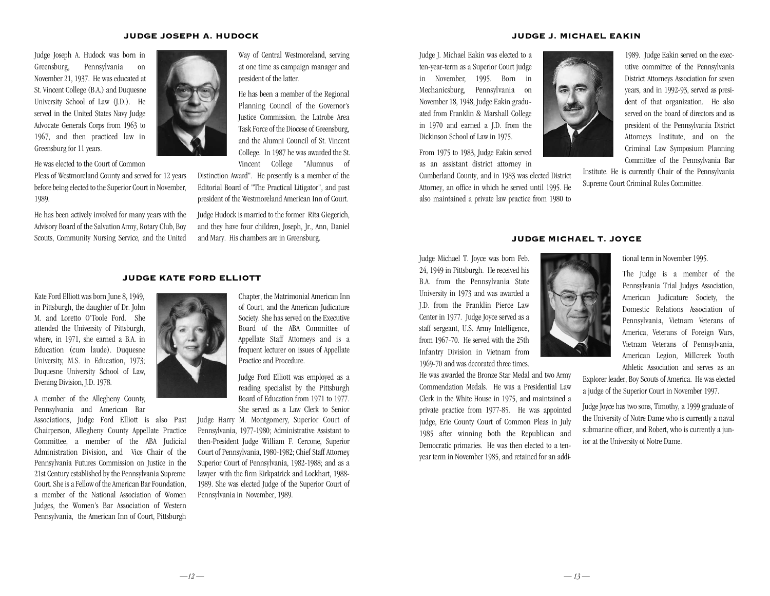## JUDGE JOSEPH A. HUDOCK

Judge Joseph A. Hudock was born in Greensburg, Pennsylvania on November 21, 1937. He was educated at St. Vincent College (B.A.) and Duquesne University School of Law (J.D.). He served in the United States Navy Judge Advocate Generals Corps from 1963 to 1967, and then practiced law in Greensburg for 11 years.

He was elected to the Court of Common Pleas of Westmoreland County and served for 12 years before being elected to the Superior Court in November, 1989.

He has been actively involved for many years with the Advisory Board of the Salvation Army, Rotary Club, Boy Scouts, Community Nursing Service, and the United Way of Central Westmoreland, serving at one time as campaign manager and president of the latter.

He has been a member of the Regional Planning Council of the Governor's Justice Commission, the Latrobe Area Task Force of the Diocese of Greensburg, and the Alumni Council of St. Vincent College. In 1987 he was awarded the St. Vincent College "Alumnus of Distinction Award". He presently is a member of the Editorial Board of "The Practical Litigator", and past president of the Westmoreland American Inn of Court.

Judge Hudock is married to the former Rita Giegerich, and they have four children, Joseph, Jr., Ann, Daniel and Mary. His chambers are in Greensburg.

## JUDGE KATE FORD ELLIOTT

Kate Ford Elliott was born June 8, 1949, in Pittsburgh, the daughter of Dr. John M. and Loretto O'Toole Ford. She attended the University of Pittsburgh, where, in 1971, she earned a B.A. in Education (cum laude). Duquesne University, M.S. in Education, 1973; Duquesne University School of Law, Evening Division, J.D. 1978.

A member of the Allegheny County, Pennsylvania and American Bar Associations, Judge Ford Elliott is also Past Chairperson, Allegheny County Appellate Practice Committee, a member of the ABA Judicial Administration Division, and Vice Chair of the Pennsylvania Futures Commission on Justice in the 21st Century established by the Pennsylvania Supreme Court. She is a Fellow of the American Bar Foundation, a member of the National Association of Women Judges, the Women's Bar Association of Western Pennsylvania, the American Inn of Court, Pittsburgh Chapter, the Matrimonial American Inn of Court, and the American Judicature Society. She has served on the Executive Board of the ABA Committee of Appellate Staff Attorneys and is a frequent lecturer on issues of Appellate Practice and Procedure.

Judge Ford Elliott was employed as a reading specialist by the Pittsburgh Board of Education from 1971 to 1977. She served as a Law Clerk to Senior Judge Harry M. Montgomery, Superior Court of Pennsylvania, 1977-1980; Administrative Assistant to then-President Judge William F. Cercone, Superior Court of Pennsylvania, 1980-1982; Chief Staff Attorney, Superior Court of Pennsylvania, 1982-1988; and as a lawyer with the firm Kirkpatrick and Lockhart, 1988-1989. She was elected Judge of the Superior Court of Pennsylvania in November, 1989.

## JUDGE J. MICHAEL EAKIN

Judge J. Michael Eakin was elected to a ten-year-term as a Superior Court judge in November, 1995. Born in Mechanicsburg, Pennsylvania on November 18, 1948, Judge Eakin graduated from Franklin & Marshall College in 1970 and earned a J.D. from the Dickinson School of Law in 1975.

From 1975 to 1983, Judge Eakin served as an assistant district attorney in Cumberland County, and in 1983 was elected District Attorney, an office in which he served until 1995. He also maintained a private law practice from 1980 to 1989. Judge Eakin served on the executive committee of the Pennsylvania District Attorneys Association for seven years, and in 1992-93, served as president of that organization. He also served on the board of directors and as president of the Pennsylvania District Attorneys Institute, and on the Criminal Law Symposium Planning Committee of the Pennsylvania Bar Institute. He is currently Chair of the Pennsylvania Supreme Court Criminal Rules Committee.

## JUDGE MICHAEL T. JOYCE

Judge Michael T. Joyce was born Feb. 24, 1949 in Pittsburgh. He received his B.A. from the Pennsylvania State University in 1973 and was awarded a J.D. from the Franklin Pierce Law Center in 1977. Judge Joyce served as a staff sergeant, U.S. Army Intelligence, from 1967-70. He served with the 25th Infantry Division in Vietnam from 1969-70 and was decorated three times. He was awarded the Bronze Star Medal and two Army Commendation Medals. He was a Presidential Law Clerk in the White House in 1975, and maintained a private practice from 1977-85. He was appointed judge, Erie County Court of Common Pleas in July 1985 after winning both the Republican and Democratic primaries. He was then elected to a ten-year term in November 1985, and retained for an additional term in November 1995.

The Judge is a member of the Pennsylvania Trial Judges Association, American Judicature Society, the Domestic Relations Association of Pennsylvania, Vietnam Veterans of America, Veterans of Foreign Wars, Vietnam Veterans of Pennsylvania, American Legion, Millcreek Youth Athletic Association and serves as an Explorer leader, Boy Scouts of America. He was elected a judge of the Superior Court in November 1997.

Judge Joyce has two sons, Timothy, a 1999 graduate of the University of Notre Dame who is currently a naval submarine officer, and Robert, who is currently a junior at the University of Notre Dame.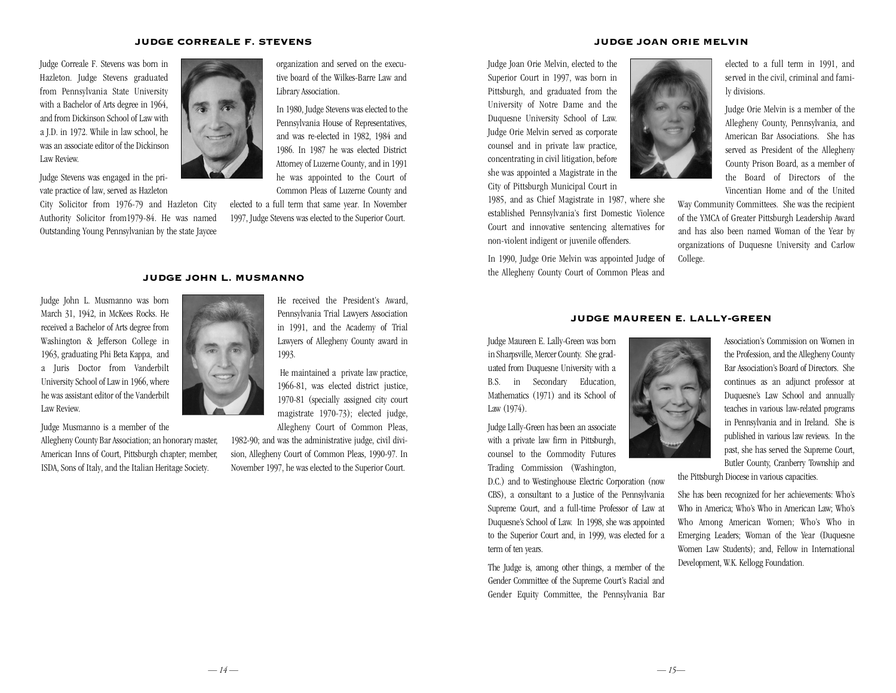## JUDGE CORREALE F. STEVENS

Judge Correale F. Stevens was born in Hazleton. Judge Stevens graduated from Pennsylvania State University with a Bachelor of Arts degree in 1964, and from Dickinson School of Law with a J.D. in 1972. While in law school, he was an associate editor of the Dickinson Law Review.

Judge Stevens was engaged in the private practice of law, served as Hazleton City Solicitor from 1976-79 and Hazleton City Authority Solicitor from1979-84. He was named Outstanding Young Pennsylvanian by the state Jaycee organization and served on the executive board of the Wilkes-Barre Law and Library Association.

In 1980, Judge Stevens was elected to the Pennsylvania House of Representatives, and was re-elected in 1982, 1984 and 1986. In 1987 he was elected District Attorney of Luzerne County, and in 1991 he was appointed to the Court of Common Pleas of Luzerne County and elected to a full term that same year. In November 1997, Judge Stevens was elected to the Superior Court.

## JUDGE JOHN L. MUSMANNO

Judge John L. Musmanno was born March 31, 1942, in McKees Rocks. He received a Bachelor of Arts degree from Washington & Jefferson College in 1963, graduating Phi Beta Kappa, and a Juris Doctor from Vanderbilt University School of Law in 1966, where he was assistant editor of the Vanderbilt Law Review.

Judge Musmanno is a member of the Allegheny County Bar Association; an honorary master, American Inns of Court, Pittsburgh chapter; member, ISDA, Sons of Italy, and the Italian Heritage Society.

He received the President's Award, Pennsylvania Trial Lawyers Association in 1991, and the Academy of Trial Lawyers of Allegheny County award in 1993.

He maintained a private law practice, 1966-81, was elected district justice, 1970-81 (specially assigned city court magistrate 1970-73); elected judge, Allegheny Court of Common Pleas, 1982-90; and was the administrative judge, civil division, Allegheny Court of Common Pleas, 1990-97. In November 1997, he was elected to the Superior Court.

## JUDGE JOAN ORIE MELVIN

Judge Joan Orie Melvin, elected to the Superior Court in 1997, was born in Pittsburgh, and graduated from the University of Notre Dame and the Duquesne University School of Law. Judge Orie Melvin served as corporate counsel and in private law practice, concentrating in civil litigation, before she was appointed a Magistrate in the City of Pittsburgh Municipal Court in 1985, and as Chief Magistrate in 1987, where she established Pennsylvania's first Domestic Violence Court and innovative sentencing alternatives for non-violent indigent or juvenile offenders.

In 1990, Judge Orie Melvin was appointed Judge of the Allegheny County Court of Common Pleas and elected to a full term in 1991, and served in the civil, criminal and family divisions.

Judge Orie Melvin is a member of the Allegheny County, Pennsylvania, and American Bar Associations. She has served as President of the Allegheny County Prison Board, as a member of the Board of Directors of the Vincentian Home and of the United Way Community Committees. She was the recipient of the YMCA of Greater Pittsburgh Leadership Award and has also been named Woman of the Year by organizations of Duquesne University and Carlow College.

## JUDGE MAUREEN E. LALLY-GREEN

Judge Maureen E. Lally-Green was born in Sharpsville, Mercer County. She graduated from Duquesne University with a B.S. in Secondary Education, Mathematics (1971) and its School of Law (1974).

Judge Lally-Green has been an associate with a private law firm in Pittsburgh, counsel to the Commodity Futures Trading Commission (Washington, D.C.) and to Westinghouse Electric Corporation (now CBS), a consultant to a Justice of the Pennsylvania Supreme Court, and a full-time Professor of Law at Duquesne's School of Law. In 1998, she was appointed to the Superior Court and, in 1999, was elected for a term of ten years.

The Judge is, among other things, a member of the Gender Committee of the Supreme Court's Racial and Gender Equity Committee, the Pennsylvania Bar Association's Commission on Women in the Profession, and the Allegheny County Bar Association's Board of Directors. She continues as an adjunct professor at Duquesne's Law School and annually teaches in various law-related programs in Pennsylvania and in Ireland. She is published in various law reviews. In the past, she has served the Supreme Court, Butler County, Cranberry Township and the Pittsburgh Diocese in various capacities.

She has been recognized for her achievements: Who's Who in America; Who's Who in American Law; Who's Who Among American Women; Who's Who in Emerging Leaders; Woman of the Year (Duquesne Women Law Students); and, Fellow in International Development, W.K. Kellogg Foundation.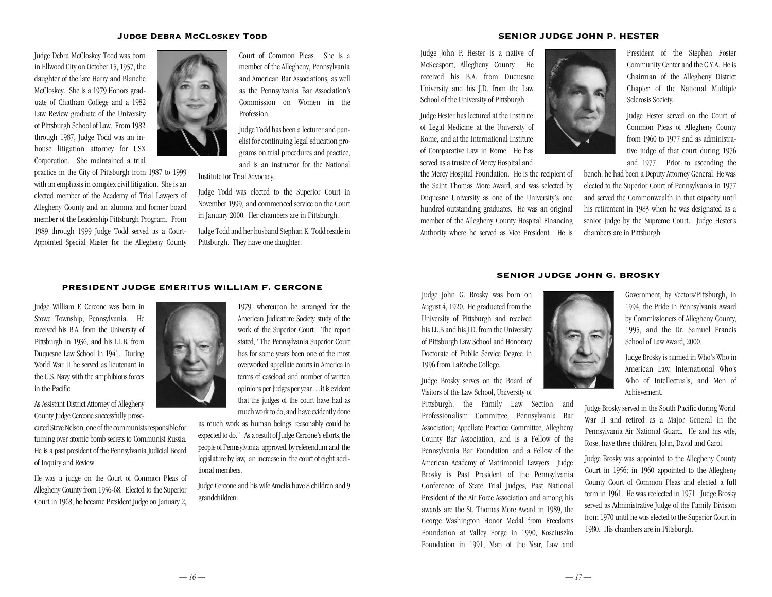## Judge Debra McCloskey Todd

Judge Debra McCloskey Todd was born in Ellwood City on October 15, 1957, the daughter of the late Harry and Blanche McCloskey. She is a 1979 Honors graduate of Chatham College and a 1982 Law Review graduate of the University of Pittsburgh School of Law. From 1982 through 1987, Judge Todd was an in-house litigation attorney for USX Corporation. She maintained a trial practice in the City of Pittsburgh from 1987 to 1999 with an emphasis in complex civil litigation. She is an elected member of the Academy of Trial Lawyers of Allegheny County and an alumna and former board member of the Leadership Pittsburgh Program. From 1989 through 1999 Judge Todd served as a Court-Appointed Special Master for the Allegheny County Court of Common Pleas. She is a member of the Allegheny, Pennsylvania and American Bar Associations, as well as the Pennsylvania Bar Association's Commission on Women in the Profession.

Judge Todd has been a lecturer and panelist for continuing legal education programs on trial procedures and practice, and is an instructor for the National Institute for Trial Advocacy.

Judge Todd was elected to the Superior Court in November 1999, and commenced service on the Court in January 2000. Her chambers are in Pittsburgh.

Judge Todd and her husband Stephan K. Todd reside in Pittsburgh. They have one daughter.

## President Judge Emeritus William F. Cercone

Judge William F. Cercone was born in Stowe Township, Pennsylvania. He received his B.A. from the University of Pittsburgh in 1936, and his LL.B. from Duquesne Law School in 1941. During World War II he served as lieutenant in the U.S. Navy with the amphibious forces in the Pacific.

As Assistant District Attorney of Allegheny County Judge Cercone successfully prosecuted Steve Nelson, one of the communists responsible for turning over atomic bomb secrets to Communist Russia. He is a past president of the Pennsylvania Judicial Board of Inquiry and Review.

He was a judge on the Court of Common Pleas of Allegheny County from 1956-68. Elected to the Superior Court in 1968, he became President Judge on January 2, 1979, whereupon he arranged for the American Judicature Society study of the work of the Superior Court. The report stated, "The Pennsylvania Superior Court has for some years been one of the most overworked appellate courts in America in terms of caseload and number of written opinions per judges per year…it is evident that the judges of the court have had as much work to do, and have evidently done as much work as human beings reasonably could be expected to do." As a result of Judge Cercone's efforts, the people of Pennsylvania approved, by referendum and the legislature by law, an increase in the court of eight additional members.

Judge Cercone and his wife Amelia have 8 children and 9 grandchildren.

## Senior Judge John P. Hester

Judge John P. Hester is a native of McKeesport, Allegheny County. He received his B.A. from Duquesne University and his J.D. from the Law School of the University of Pittsburgh.

Judge Hester has lectured at the Institute of Legal Medicine at the University of Rome, and at the International Institute of Comparative Law in Rome. He has served as a trustee of Mercy Hospital and the Mercy Hospital Foundation. He is the recipient of the Saint Thomas More Award, and was selected by Duquesne University as one of the University's one hundred outstanding graduates. He was an original member of the Allegheny County Hospital Financing Authority where he served as Vice President. He is President of the Stephen Foster Community Center and the C.Y.A. He is Chairman of the Allegheny District Chapter of the National Multiple Sclerosis Society.

Judge Hester served on the Court of Common Pleas of Allegheny County from 1960 to 1977 and as administrative judge of that court during 1976 and 1977. Prior to ascending the bench, he had been a Deputy Attorney General. He was elected to the Superior Court of Pennsylvania in 1977 and served the Commonwealth in that capacity until his retirement in 1983 when he was designated as a senior judge by the Supreme Court. Judge Hester's chambers are in Pittsburgh.

## Senior Judge John G. Brosky

Judge John G. Brosky was born on August 4, 1920. He graduated from the University of Pittsburgh and received his LL.B and his J.D. from the University of Pittsburgh Law School and Honorary Doctorate of Public Service Degree in 1996 from LaRoche College.

Judge Brosky serves on the Board of Visitors of the Law School, University of Pittsburgh; the Family Law Section and Professionalism Committee, Pennsylvania Bar Association; Appellate Practice Committee, Allegheny County Bar Association, and is a Fellow of the Pennsylvania Bar Foundation and a Fellow of the American Academy of Matrimonial Lawyers. Judge Brosky is Past President of the Pennsylvania Conference of State Trial Judges, Past National President of the Air Force Association and among his awards are the St. Thomas More Award in 1989, the George Washington Honor Medal from Freedoms Foundation at Valley Forge in 1990, Kosciuszko Foundation in 1991, Man of the Year, Law and Government, by Vectors/Pittsburgh, in 1994, the Pride in Pennsylvania Award by Commissioners of Allegheny County, 1995, and the Dr. Samuel Francis School of Law Award, 2000.

Judge Brosky is named in Who's Who in American Law, International Who's Who of Intellectuals, and Men of Achievement.

Judge Brosky served in the South Pacific during World War II and retired as a Major General in the Pennsylvania Air National Guard. He and his wife, Rose, have three children, John, David and Carol.

Judge Brosky was appointed to the Allegheny County Court in 1956; in 1960 appointed to the Allegheny County Court of Common Pleas and elected a full term in 1961. He was reelected in 1971. Judge Brosky served as Administrative Judge of the Family Division from 1970 until he was elected to the Superior Court in 1980. His chambers are in Pittsburgh.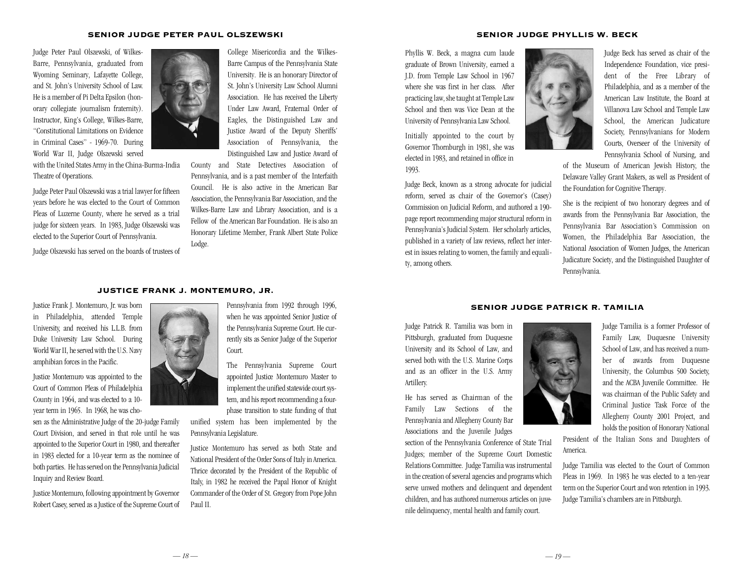## SENIOR JUDGE PETER PAUL OLSZEWSKI

Judge Peter Paul Olszewski, of Wilkes-Barre, Pennsylvania, graduated from Wyoming Seminary, Lafayette College, and St. John's University School of Law. He is a member of Pi Delta Epsilon (honorary collegiate journalism fraternity). Instructor, King's College, Wilkes-Barre, "Constitutional Limitations on Evidence in Criminal Cases" - 1969-70. During World War II, Judge Olszewski served with the United States Army in the China-Burma-India Theatre of Operations.

Judge Peter Paul Olszewski was a trial lawyer for fifteen years before he was elected to the Court of Common Pleas of Luzerne County, where he served as a trial judge for sixteen years. In 1983, Judge Olszewski was elected to the Superior Court of Pennsylvania.

Judge Olszewski has served on the boards of trustees of College Misericordia and the Wilkes-Barre Campus of the Pennsylvania State University. He is an honorary Director of St. John's University Law School Alumni Association. He has received the Liberty Under Law Award, Fraternal Order of Eagles, the Distinguished Law and Justice Award of the Deputy Sheriffs' Association of Pennsylvania, the Distinguished Law and Justice Award of County and State Detectives Association of Pennsylvania, and is a past member of the Interfaith Council. He is also active in the American Bar Association, the Pennsylvania Bar Association, and the Wilkes-Barre Law and Library Association, and is a Fellow of the American Bar Foundation. He is also an Honorary Lifetime Member, Frank Albert State Police Lodge.

## JUSTICE FRANK J. MONTEMURO, JR.

Justice Frank J. Montemuro, Jr. was born in Philadelphia, attended Temple University, and received his L.L.B. from Duke University Law School. During World War II, he served with the U.S. Navy amphibian forces in the Pacific.

Justice Montemuro was appointed to the Court of Common Pleas of Philadelphia County in 1964, and was elected to a 10-year term in 1965. In 1968, he was chosen as the Administrative Judge of the 20-judge Family Court Division, and served in that role until he was appointed to the Superior Court in 1980, and thereafter in 1983 elected for a 10-year term as the nominee of both parties. He has served on the Pennsylvania Judicial Inquiry and Review Board.

Justice Montemuro, following appointment by Governor Robert Casey, served as a Justice of the Supreme Court of Pennsylvania from 1992 through 1996, when he was appointed Senior Justice of the Pennsylvania Supreme Court. He currently sits as Senior Judge of the Superior Court.

The Pennsylvania Supreme Court appointed Justice Montemuro Master to implement the unified statewide court system, and his report recommending a four-phase transition to state funding of that unified system has been implemented by the Pennsylvania Legislature.

Justice Montemuro has served as both State and National President of the Order Sons of Italy in America. Thrice decorated by the President of the Republic of Italy, in 1982 he received the Papal Honor of Knight Commander of the Order of St. Gregory from Pope John Paul II.

## SENIOR JUDGE PHYLLIS W. BECK

Phyllis W. Beck, a magna cum laude graduate of Brown University, earned a J.D. from Temple Law School in 1967 where she was first in her class. After practicing law, she taught at Temple Law School and then was Vice Dean at the University of Pennsylvania Law School.

Initially appointed to the court by Governor Thornburgh in 1981, she was elected in 1983, and retained in office in 1993.

Judge Beck, known as a strong advocate for judicial reform, served as chair of the Governor's (Casey) Commission on Judicial Reform, and authored a 190-page report recommending major structural reform in Pennsylvania's Judicial System. Her scholarly articles, published in a variety of law reviews, reflect her interest in issues relating to women, the family and equality, among others.

Judge Beck has served as chair of the Independence Foundation, vice president of the Free Library of Philadelphia, and as a member of the American Law Institute, the Board at Villanova Law School and Temple Law School, the American Judicature Society, Pennsylvanians for Modern Courts, Overseer of the University of Pennsylvania School of Nursing, and of the Museum of American Jewish History, the Delaware Valley Grant Makers, as well as President of the Foundation for Cognitive Therapy.

She is the recipient of two honorary degrees and of awards from the Pennsylvania Bar Association, the Pennsylvania Bar Association's Commission on Women, the Philadelphia Bar Association, the National Association of Women Judges, the American Judicature Society, and the Distinguished Daughter of Pennsylvania.

## SENIOR JUDGE PATRICK R. TAMILIA

Judge Patrick R. Tamilia was born in Pittsburgh, graduated from Duquesne University and its School of Law, and served both with the U.S. Marine Corps and as an officer in the U.S. Army Artillery.

He has served as Chairman of the Family Law Sections of the Pennsylvania and Allegheny County Bar Associations and the Juvenile Judges section of the Pennsylvania Conference of State Trial Judges; member of the Supreme Court Domestic Relations Committee. Judge Tamilia was instrumental in the creation of several agencies and programs which serve unwed mothers and delinquent and dependent children, and has authored numerous articles on juvenile delinquency, mental health and family court.

Judge Tamilia is a former Professor of Family Law, Duquesne University School of Law, and has received a number of awards from Duquesne University, the Columbus 500 Society, and the ACBA Juvenile Committee. He was chairman of the Public Safety and Criminal Justice Task Force of the Allegheny County 2001 Project, and holds the position of Honorary National President of the Italian Sons and Daughters of America.

Judge Tamilia was elected to the Court of Common Pleas in 1969. In 1983 he was elected to a ten-year term on the Superior Court and won retention in 1993. Judge Tamilia's chambers are in Pittsburgh.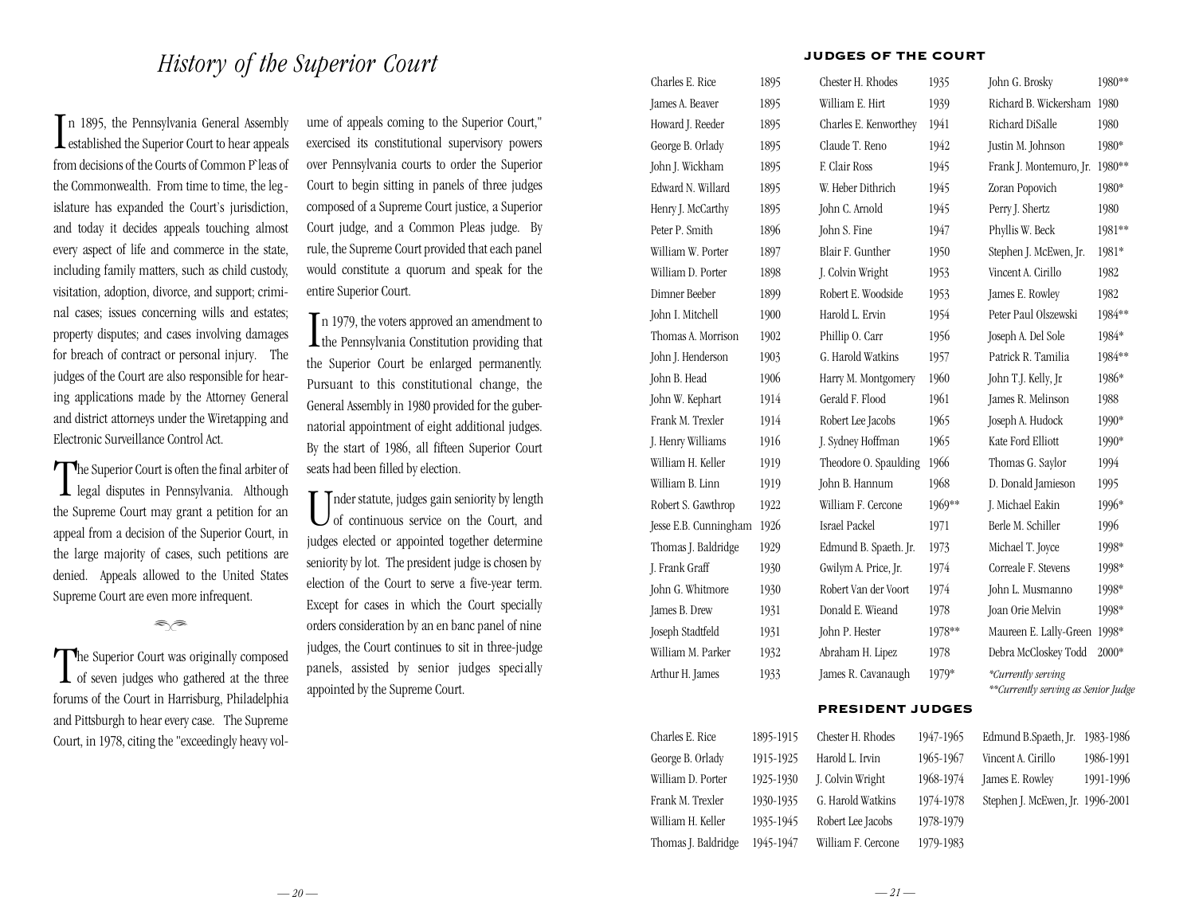# History of the Superior Court

In 1895, the Pennsylvania General Assembly established the Superior Court to hear appeals from decisions of the Courts of Common P'leas of the Commonwealth. From time to time, the legislature has expanded the Court's jurisdiction, and today it decides appeals touching almost every aspect of life and commerce in the state, including family matters, such as child custody, visitation, adoption, divorce, and support; criminal cases; issues concerning wills and estates; property disputes; and cases involving damages for breach of contract or personal injury. The judges of the Court are also responsible for hearing applications made by the Attorney General and district attorneys under the Wiretapping and Electronic Surveillance Control Act.

The Superior Court is often the final arbiter of legal disputes in Pennsylvania. Although the Supreme Court may grant a petition for an appeal from a decision of the Superior Court, in the large majority of cases, such petitions are denied. Appeals allowed to the United States Supreme Court are even more infrequent.

The Superior Court was originally composed of seven judges who gathered at the three forums of the Court in Harrisburg, Philadelphia and Pittsburgh to hear every case. The Supreme Court, in 1978, citing the "exceedingly heavy volume of appeals coming to the Superior Court," exercised its constitutional supervisory powers over Pennsylvania courts to order the Superior Court to begin sitting in panels of three judges composed of a Supreme Court justice, a Superior Court judge, and a Common Pleas judge. By rule, the Supreme Court provided that each panel would constitute a quorum and speak for the entire Superior Court.

In 1979, the voters approved an amendment to the Pennsylvania Constitution providing that the Superior Court be enlarged permanently. Pursuant to this constitutional change, the General Assembly in 1980 provided for the gubernatorial appointment of eight additional judges. By the start of 1986, all fifteen Superior Court seats had been filled by election.

Under statute, judges gain seniority by length of continuous service on the Court, and judges elected or appointed together determine seniority by lot. The president judge is chosen by election of the Court to serve a five-year term. Except for cases in which the Court specially orders consideration by an en banc panel of nine judges, the Court continues to sit in three-judge panels, assisted by senior judges specially appointed by the Supreme Court.

## JUDGES OF THE COURT

| Judge | Year | Judge | Year | Judge | Year |
|---|---|---|---|---|---|
| Charles E. Rice | 1895 | Chester H. Rhodes | 1935 | John G. Brosky | 1980** |
| James A. Beaver | 1895 | William E. Hirt | 1939 | Richard B. Wickersham | 1980 |
| Howard J. Reeder | 1895 | Charles E. Kenworthey | 1941 | Richard DiSalle | 1980 |
| George B. Orlady | 1895 | Claude T. Reno | 1942 | Justin M. Johnson | 1980* |
| John J. Wickham | 1895 | F. Clair Ross | 1945 | Frank J. Montemuro, Jr. | 1980** |
| Edward N. Willard | 1895 | W. Heber Dithrich | 1945 | Zoran Popovich | 1980* |
| Henry J. McCarthy | 1895 | John C. Arnold | 1945 | Perry J. Shertz | 1980 |
| Peter P. Smith | 1896 | John S. Fine | 1947 | Phyllis W. Beck | 1981** |
| William W. Porter | 1897 | Blair F. Gunther | 1950 | Stephen J. McEwen, Jr. | 1981* |
| William D. Porter | 1898 | J. Colvin Wright | 1953 | Vincent A. Cirillo | 1982 |
| Dimner Beeber | 1899 | Robert E. Woodside | 1953 | James E. Rowley | 1982 |
| John I. Mitchell | 1900 | Harold L. Ervin | 1954 | Peter Paul Olszewski | 1984** |
| Thomas A. Morrison | 1902 | Phillip O. Carr | 1956 | Joseph A. Del Sole | 1984* |
| John J. Henderson | 1903 | G. Harold Watkins | 1957 | Patrick R. Tamilia | 1984** |
| John B. Head | 1906 | Harry M. Montgomery | 1960 | John T.J. Kelly, Jr | 1986* |
| John W. Kephart | 1914 | Gerald F. Flood | 1961 | James R. Melinson | 1988 |
| Frank M. Trexler | 1914 | Robert Lee Jacobs | 1965 | Joseph A. Hudock | 1990* |
| J. Henry Williams | 1916 | J. Sydney Hoffman | 1965 | Kate Ford Elliott | 1990* |
| William H. Keller | 1919 | Theodore O. Spaulding | 1966 | Thomas G. Saylor | 1994 |
| William B. Linn | 1919 | John B. Hannum | 1968 | D. Donald Jamieson | 1995 |
| Robert S. Gawthrop | 1922 | William F. Cercone | 1969** | J. Michael Eakin | 1996* |
| Jesse E.B. Cunningham | 1926 | Israel Packel | 1971 | Berle M. Schiller | 1996 |
| Thomas J. Baldridge | 1929 | Edmund B. Spaeth. Jr. | 1973 | Michael T. Joyce | 1998* |
| J. Frank Graff | 1930 | Gwilym A. Price, Jr. | 1974 | Correale F. Stevens | 1998* |
| John G. Whitmore | 1930 | Robert Van der Voort | 1974 | John L. Musmanno | 1998* |
| James B. Drew | 1931 | Donald E. Wieand | 1978 | Joan Orie Melvin | 1998* |
| Joseph Stadtfeld | 1931 | John P. Hester | 1978** | Maureen E. Lally-Green | 1998* |
| William M. Parker | 1932 | Abraham H. Lipez | 1978 | Debra McCloskey Todd | 2000* |
| Arthur H. James | 1933 | James R. Cavanaugh | 1979* | | |

*\*Currently serving*
*\*\*Currently serving as Senior Judge*

## PRESIDENT JUDGES

| Judge | Term | Judge | Term | Judge | Term |
|---|---|---|---|---|---|
| Charles E. Rice | 1895-1915 | Chester H. Rhodes | 1947-1965 | Edmund B.Spaeth, Jr. | 1983-1986 |
| George B. Orlady | 1915-1925 | Harold L. Irvin | 1965-1967 | Vincent A. Cirillo | 1986-1991 |
| William D. Porter | 1925-1930 | J. Colvin Wright | 1968-1974 | James E. Rowley | 1991-1996 |
| Frank M. Trexler | 1930-1935 | G. Harold Watkins | 1974-1978 | Stephen J. McEwen, Jr. | 1996-2001 |
| William H. Keller | 1935-1945 | Robert Lee Jacobs | 1978-1979 | | |
| Thomas J. Baldridge | 1945-1947 | William F. Cercone | 1979-1983 | | |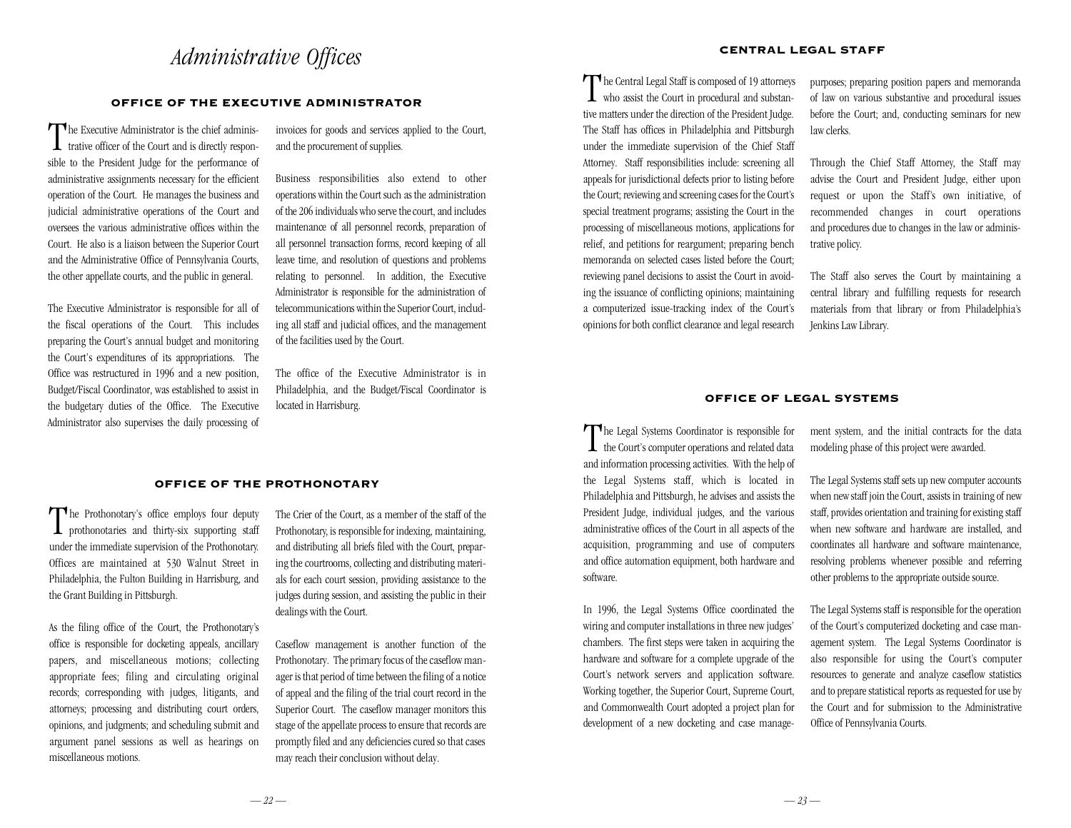# *Administrative Offices*

## OFFICE OF THE EXECUTIVE ADMINISTRATOR

The Executive Administrator is the chief administrative officer of the Court and is directly responsible to the President Judge for the performance of administrative assignments necessary for the efficient operation of the Court. He manages the business and judicial administrative operations of the Court and oversees the various administrative offices within the Court. He also is a liaison between the Superior Court and the Administrative Office of Pennsylvania Courts, the other appellate courts, and the public in general.

The Executive Administrator is responsible for all of the fiscal operations of the Court. This includes preparing the Court's annual budget and monitoring the Court's expenditures of its appropriations. The Office was restructured in 1996 and a new position, Budget/Fiscal Coordinator, was established to assist in the budgetary duties of the Office. The Executive Administrator also supervises the daily processing of invoices for goods and services applied to the Court, and the procurement of supplies.

Business responsibilities also extend to other operations within the Court such as the administration of the 206 individuals who serve the court, and includes maintenance of all personnel records, preparation of all personnel transaction forms, record keeping of all leave time, and resolution of questions and problems relating to personnel. In addition, the Executive Administrator is responsible for the administration of telecommunications within the Superior Court, including all staff and judicial offices, and the management of the facilities used by the Court.

The office of the Executive Administrator is in Philadelphia, and the Budget/Fiscal Coordinator is located in Harrisburg.

## OFFICE OF THE PROTHONOTARY

The Prothonotary's office employs four deputy prothonotaries and thirty-six supporting staff under the immediate supervision of the Prothonotary. Offices are maintained at 530 Walnut Street in Philadelphia, the Fulton Building in Harrisburg, and the Grant Building in Pittsburgh.

As the filing office of the Court, the Prothonotary's office is responsible for docketing appeals, ancillary papers, and miscellaneous motions; collecting appropriate fees; filing and circulating original records; corresponding with judges, litigants, and attorneys; processing and distributing court orders, opinions, and judgments; and scheduling submit and argument panel sessions as well as hearings on miscellaneous motions.

The Crier of the Court, as a member of the staff of the Prothonotary, is responsible for indexing, maintaining, and distributing all briefs filed with the Court, preparing the courtrooms, collecting and distributing materials for each court session, providing assistance to the judges during session, and assisting the public in their dealings with the Court.

Caseflow management is another function of the Prothonotary. The primary focus of the caseflow manager is that period of time between the filing of a notice of appeal and the filing of the trial court record in the Superior Court. The caseflow manager monitors this stage of the appellate process to ensure that records are promptly filed and any deficiencies cured so that cases may reach their conclusion without delay.

## CENTRAL LEGAL STAFF

The Central Legal Staff is composed of 19 attorneys who assist the Court in procedural and substantive matters under the direction of the President Judge. The Staff has offices in Philadelphia and Pittsburgh under the immediate supervision of the Chief Staff Attorney. Staff responsibilities include: screening all appeals for jurisdictional defects prior to listing before the Court; reviewing and screening cases for the Court's special treatment programs; assisting the Court in the processing of miscellaneous motions, applications for relief, and petitions for reargument; preparing bench memoranda on selected cases listed before the Court; reviewing panel decisions to assist the Court in avoiding the issuance of conflicting opinions; maintaining a computerized issue-tracking index of the Court's opinions for both conflict clearance and legal research purposes; preparing position papers and memoranda of law on various substantive and procedural issues before the Court; and, conducting seminars for new law clerks.

Through the Chief Staff Attorney, the Staff may advise the Court and President Judge, either upon request or upon the Staff's own initiative, of recommended changes in court operations and procedures due to changes in the law or administrative policy.

The Staff also serves the Court by maintaining a central library and fulfilling requests for research materials from that library or from Philadelphia's Jenkins Law Library.

## OFFICE OF LEGAL SYSTEMS

The Legal Systems Coordinator is responsible for the Court's computer operations and related data and information processing activities. With the help of the Legal Systems staff, which is located in Philadelphia and Pittsburgh, he advises and assists the President Judge, individual judges, and the various administrative offices of the Court in all aspects of the acquisition, programming and use of computers and office automation equipment, both hardware and software.

In 1996, the Legal Systems Office coordinated the wiring and computer installations in three new judges' chambers. The first steps were taken in acquiring the hardware and software for a complete upgrade of the Court's network servers and application software. Working together, the Superior Court, Supreme Court, and Commonwealth Court adopted a project plan for development of a new docketing and case management system, and the initial contracts for the data modeling phase of this project were awarded.

The Legal Systems staff sets up new computer accounts when new staff join the Court, assists in training of new staff, provides orientation and training for existing staff when new software and hardware are installed, and coordinates all hardware and software maintenance, resolving problems whenever possible and referring other problems to the appropriate outside source.

The Legal Systems staff is responsible for the operation of the Court's computerized docketing and case management system. The Legal Systems Coordinator is also responsible for using the Court's computer resources to generate and analyze caseflow statistics and to prepare statistical reports as requested for use by the Court and for submission to the Administrative Office of Pennsylvania Courts.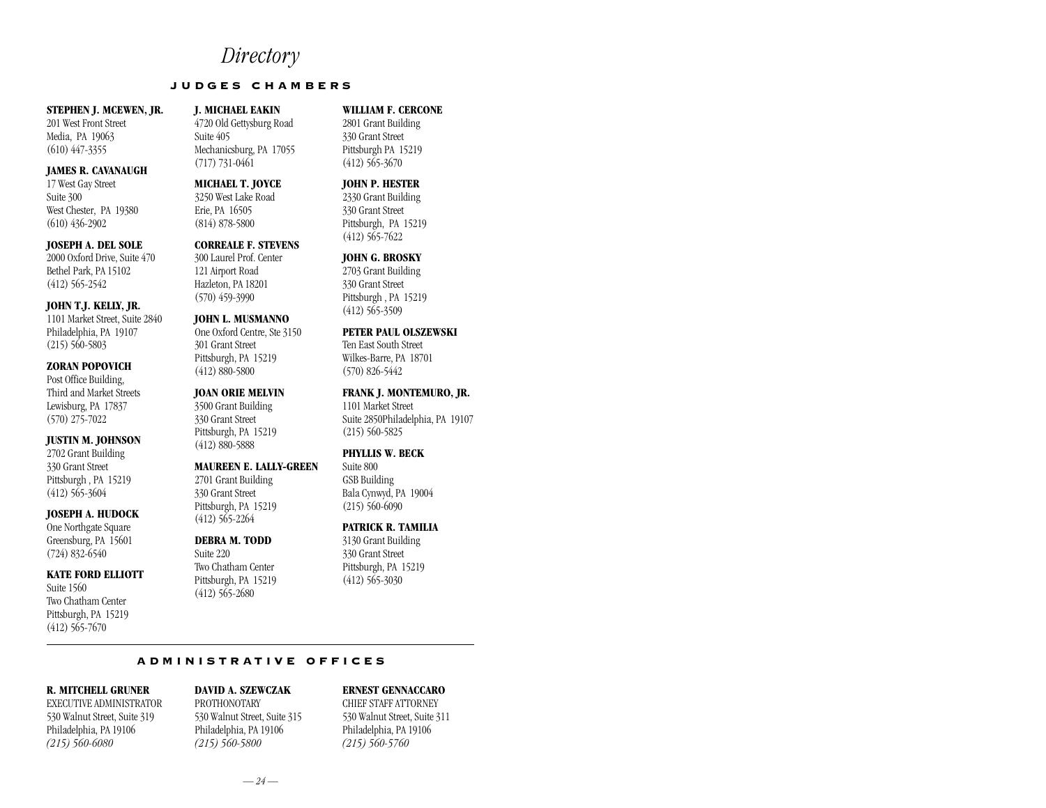# *Directory*

## JUDGES CHAMBERS

**STEPHEN J. MCEWEN, JR.**
201 West Front Street
Media, PA 19063
(610) 447-3355

**JAMES R. CAVANAUGH**
17 West Gay Street
Suite 300
West Chester, PA 19380
(610) 436-2902

**JOSEPH A. DEL SOLE**
2000 Oxford Drive, Suite 470
Bethel Park, PA 15102
(412) 565-2542

**JOHN T.J. KELLY, JR.**
1101 Market Street, Suite 2840
Philadelphia, PA 19107
(215) 560-5803

**ZORAN POPOVICH**
Post Office Building,
Third and Market Streets
Lewisburg, PA 17837
(570) 275-7022

**JUSTIN M. JOHNSON**
2702 Grant Building
330 Grant Street
Pittsburgh , PA 15219
(412) 565-3604

**JOSEPH A. HUDOCK**
One Northgate Square
Greensburg, PA 15601
(724) 832-6540

**KATE FORD ELLIOTT**
Suite 1560
Two Chatham Center
Pittsburgh, PA 15219
(412) 565-7670

**J. MICHAEL EAKIN**
4720 Old Gettysburg Road
Suite 405
Mechanicsburg, PA 17055
(717) 731-0461

**MICHAEL T. JOYCE**
3250 West Lake Road
Erie, PA 16505
(814) 878-5800

**CORREALE F. STEVENS**
300 Laurel Prof. Center
121 Airport Road
Hazleton, PA 18201
(570) 459-3990

**JOHN L. MUSMANNO**
One Oxford Centre, Ste 3150
301 Grant Street
Pittsburgh, PA 15219
(412) 880-5800

**JOAN ORIE MELVIN**
3500 Grant Building
330 Grant Street
Pittsburgh, PA 15219
(412) 880-5888

**MAUREEN E. LALLY-GREEN**
2701 Grant Building
330 Grant Street
Pittsburgh, PA 15219
(412) 565-2264

**DEBRA M. TODD**
Suite 220
Two Chatham Center
Pittsburgh, PA 15219
(412) 565-2680

**WILLIAM F. CERCONE**
2801 Grant Building
330 Grant Street
Pittsburgh PA 15219
(412) 565-3670

**JOHN P. HESTER**
2330 Grant Building
330 Grant Street
Pittsburgh, PA 15219
(412) 565-7622

**JOHN G. BROSKY**
2703 Grant Building
330 Grant Street
Pittsburgh , PA 15219
(412) 565-3509

**PETER PAUL OLSZEWSKI**
Ten East South Street
Wilkes-Barre, PA 18701
(570) 826-5442

**FRANK J. MONTEMURO, JR.**
1101 Market Street
Suite 2850Philadelphia, PA 19107
(215) 560-5825

**PHYLLIS W. BECK**
Suite 800
GSB Building
Bala Cynwyd, PA 19004
(215) 560-6090

**PATRICK R. TAMILIA**
3130 Grant Building
330 Grant Street
Pittsburgh, PA 15219
(412) 565-3030

---

## ADMINISTRATIVE OFFICES

**R. MITCHELL GRUNER**
EXECUTIVE ADMINISTRATOR
530 Walnut Street, Suite 319
Philadelphia, PA 19106
*(215) 560-6080*

**DAVID A. SZEWCZAK**
PROTHONOTARY
530 Walnut Street, Suite 315
Philadelphia, PA 19106
*(215) 560-5800*

**ERNEST GENNACCARO**
CHIEF STAFF ATTORNEY
530 Walnut Street, Suite 311
Philadelphia, PA 19106
*(215) 560-5760*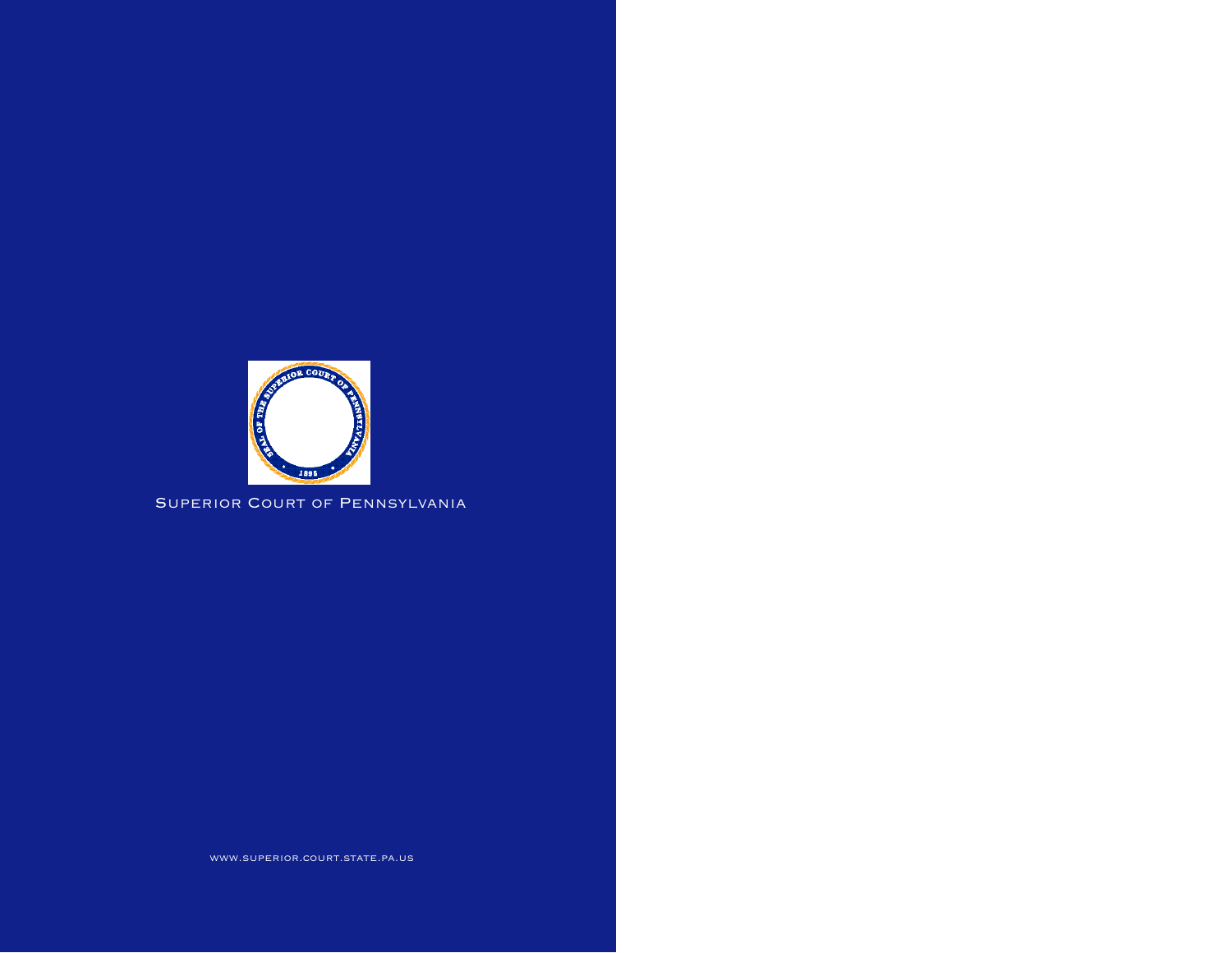SUPERIOR COURT OF PENNSYLVANIA

WWW.SUPERIOR.COURT.STATE.PA.US